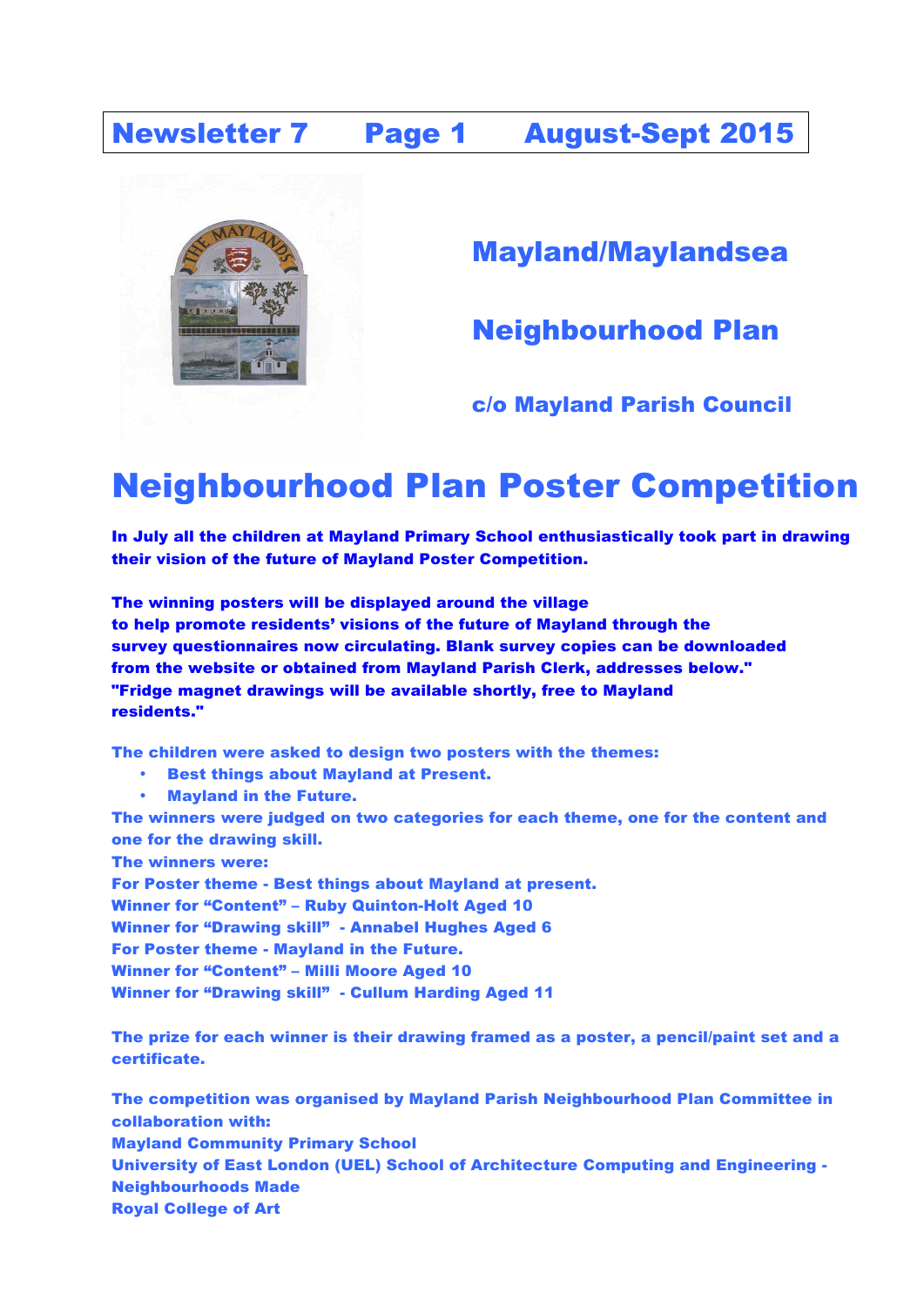Newsletter 7    Page 1    August-Sept 2015

## Mayland/Maylandsea

## Neighbourhood Plan

**c/o Mayland Parish Council**

# Neighbourhood Plan Poster Competition

**In July all the children at Mayland Primary School enthusiastically took part in drawing their vision of the future of Mayland Poster Competition.**

**The winning posters will be displayed around the village to help promote residents' visions of the future of Mayland through the survey questionnaires now circulating. Blank survey copies can be downloaded from the website or obtained from Mayland Parish Clerk, addresses below." "Fridge magnet drawings will be available shortly, free to Mayland residents."**

**The children were asked to design two posters with the themes:**

- **Best things about Mayland at Present.**
- **Mayland in the Future.**

**The winners were judged on two categories for each theme, one for the content and one for the drawing skill.**
**The winners were:**
**For Poster theme - Best things about Mayland at present.**
**Winner for "Content" – Ruby Quinton-Holt Aged 10**
**Winner for "Drawing skill" - Annabel Hughes Aged 6**
**For Poster theme - Mayland in the Future.**
**Winner for "Content" – Milli Moore Aged 10**
**Winner for "Drawing skill" - Cullum Harding Aged 11**

**The prize for each winner is their drawing framed as a poster, a pencil/paint set and a certificate.**

**The competition was organised by Mayland Parish Neighbourhood Plan Committee in collaboration with:**
**Mayland Community Primary School**
**University of East London (UEL) School of Architecture Computing and Engineering - Neighbourhoods Made**
**Royal College of Art**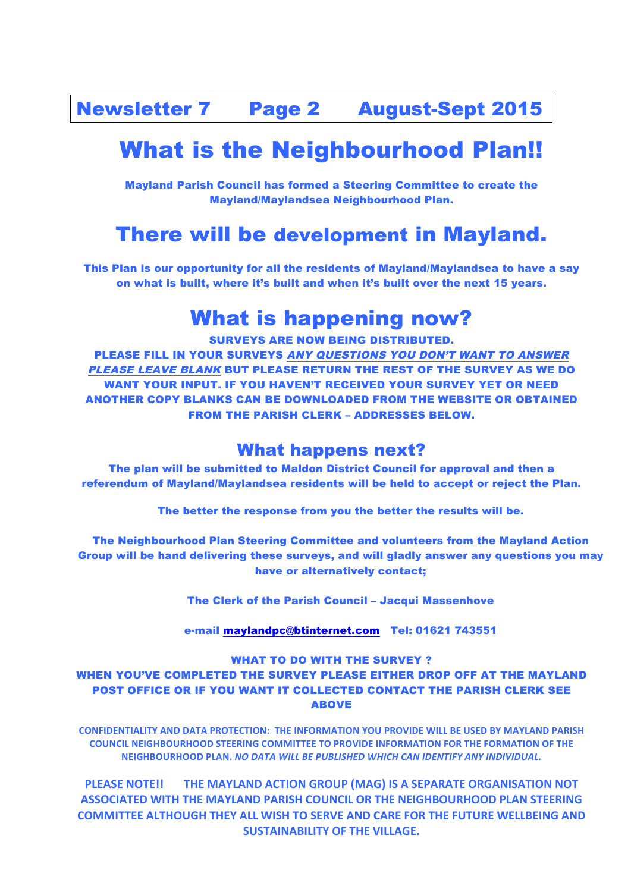# What is the Neighbourhood Plan!!

**Mayland Parish Council has formed a Steering Committee to create the Mayland/Maylandsea Neighbourhood Plan.**

# There will be development in Mayland.

**This Plan is our opportunity for all the residents of Mayland/Maylandsea to have a say on what is built, where it's built and when it's built over the next 15 years.**

# What is happening now?

**SURVEYS ARE NOW BEING DISTRIBUTED.**
**PLEASE FILL IN YOUR SURVEYS *ANY QUESTIONS YOU DON'T WANT TO ANSWER PLEASE LEAVE BLANK* BUT PLEASE RETURN THE REST OF THE SURVEY AS WE DO WANT YOUR INPUT. IF YOU HAVEN'T RECEIVED YOUR SURVEY YET OR NEED ANOTHER COPY BLANKS CAN BE DOWNLOADED FROM THE WEBSITE OR OBTAINED FROM THE PARISH CLERK – ADDRESSES BELOW.**

## What happens next?

**The plan will be submitted to Maldon District Council for approval and then a referendum of Mayland/Maylandsea residents will be held to accept or reject the Plan.**

**The better the response from you the better the results will be.**

**The Neighbourhood Plan Steering Committee and volunteers from the Mayland Action Group will be hand delivering these surveys, and will gladly answer any questions you may have or alternatively contact;**

**The Clerk of the Parish Council – Jacqui Massenhove**

**e-mail maylandpc@btinternet.com Tel: 01621 743551**

**WHAT TO DO WITH THE SURVEY ?**
**WHEN YOU'VE COMPLETED THE SURVEY PLEASE EITHER DROP OFF AT THE MAYLAND POST OFFICE OR IF YOU WANT IT COLLECTED CONTACT THE PARISH CLERK SEE ABOVE**

**CONFIDENTIALITY AND DATA PROTECTION: THE INFORMATION YOU PROVIDE WILL BE USED BY MAYLAND PARISH COUNCIL NEIGHBOURHOOD STEERING COMMITTEE TO PROVIDE INFORMATION FOR THE FORMATION OF THE NEIGHBOURHOOD PLAN. *NO DATA WILL BE PUBLISHED WHICH CAN IDENTIFY ANY INDIVIDUAL.***

**PLEASE NOTE!! THE MAYLAND ACTION GROUP (MAG) IS A SEPARATE ORGANISATION NOT ASSOCIATED WITH THE MAYLAND PARISH COUNCIL OR THE NEIGHBOURHOOD PLAN STEERING COMMITTEE ALTHOUGH THEY ALL WISH TO SERVE AND CARE FOR THE FUTURE WELLBEING AND SUSTAINABILITY OF THE VILLAGE.**